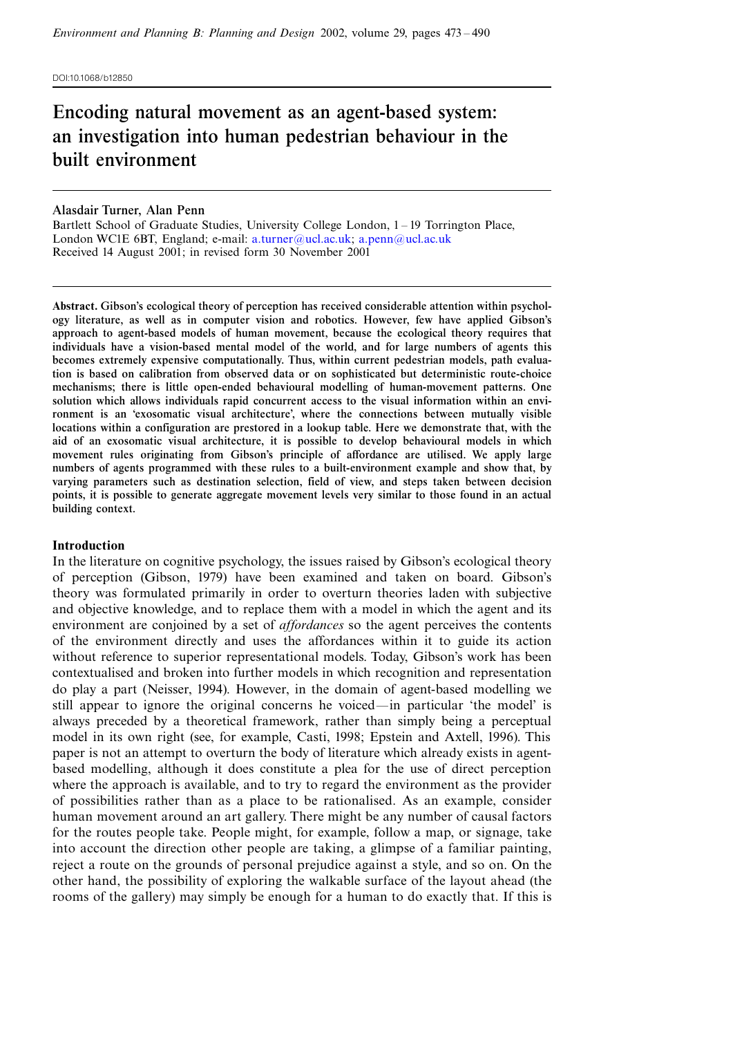DOI:10.1068/b12850

# Encoding natural movement as an agent-based system: an investigation into human pedestrian behaviour in the built environment

**Alasdair Turner, Alan Penn**

Bartlett School of Graduate Studies, University College London, 1–19 Torrington Place, London WC1E 6BT, England; e-mail: a.turner@ucl.ac.uk; a.penn@ucl.ac.uk

Received 14 August 2001; in revised form 30 November 2001

**Abstract.** Gibson's ecological theory of perception has received considerable attention within psychology literature, as well as in computer vision and robotics. However, few have applied Gibson's approach to agent-based models of human movement, because the ecological theory requires that individuals have a vision-based mental model of the world, and for large numbers of agents this becomes extremely expensive computationally. Thus, within current pedestrian models, path evaluation is based on calibration from observed data or on sophisticated but deterministic route-choice mechanisms; there is little open-ended behavioural modelling of human-movement patterns. One solution which allows individuals rapid concurrent access to the visual information within an environment is an 'exosomatic visual architecture', where the connections between mutually visible locations within a configuration are prestored in a lookup table. Here we demonstrate that, with the aid of an exosomatic visual architecture, it is possible to develop behavioural models in which movement rules originating from Gibson's principle of affordance are utilised. We apply large numbers of agents programmed with these rules to a built-environment example and show that, by varying parameters such as destination selection, field of view, and steps taken between decision points, it is possible to generate aggregate movement levels very similar to those found in an actual building context.

## Introduction

In the literature on cognitive psychology, the issues raised by Gibson's ecological theory of perception (Gibson, 1979) have been examined and taken on board. Gibson's theory was formulated primarily in order to overturn theories laden with subjective and objective knowledge, and to replace them with a model in which the agent and its environment are conjoined by a set of *affordances* so the agent perceives the contents of the environment directly and uses the affordances within it to guide its action without reference to superior representational models. Today, Gibson's work has been contextualised and broken into further models in which recognition and representation do play a part (Neisser, 1994). However, in the domain of agent-based modelling we still appear to ignore the original concerns he voiced—in particular 'the model' is always preceded by a theoretical framework, rather than simply being a perceptual model in its own right (see, for example, Casti, 1998; Epstein and Axtell, 1996). This paper is not an attempt to overturn the body of literature which already exists in agent-based modelling, although it does constitute a plea for the use of direct perception where the approach is available, and to try to regard the environment as the provider of possibilities rather than as a place to be rationalised. As an example, consider human movement around an art gallery. There might be any number of causal factors for the routes people take. People might, for example, follow a map, or signage, take into account the direction other people are taking, a glimpse of a familiar painting, reject a route on the grounds of personal prejudice against a style, and so on. On the other hand, the possibility of exploring the walkable surface of the layout ahead (the rooms of the gallery) may simply be enough for a human to do exactly that. If this is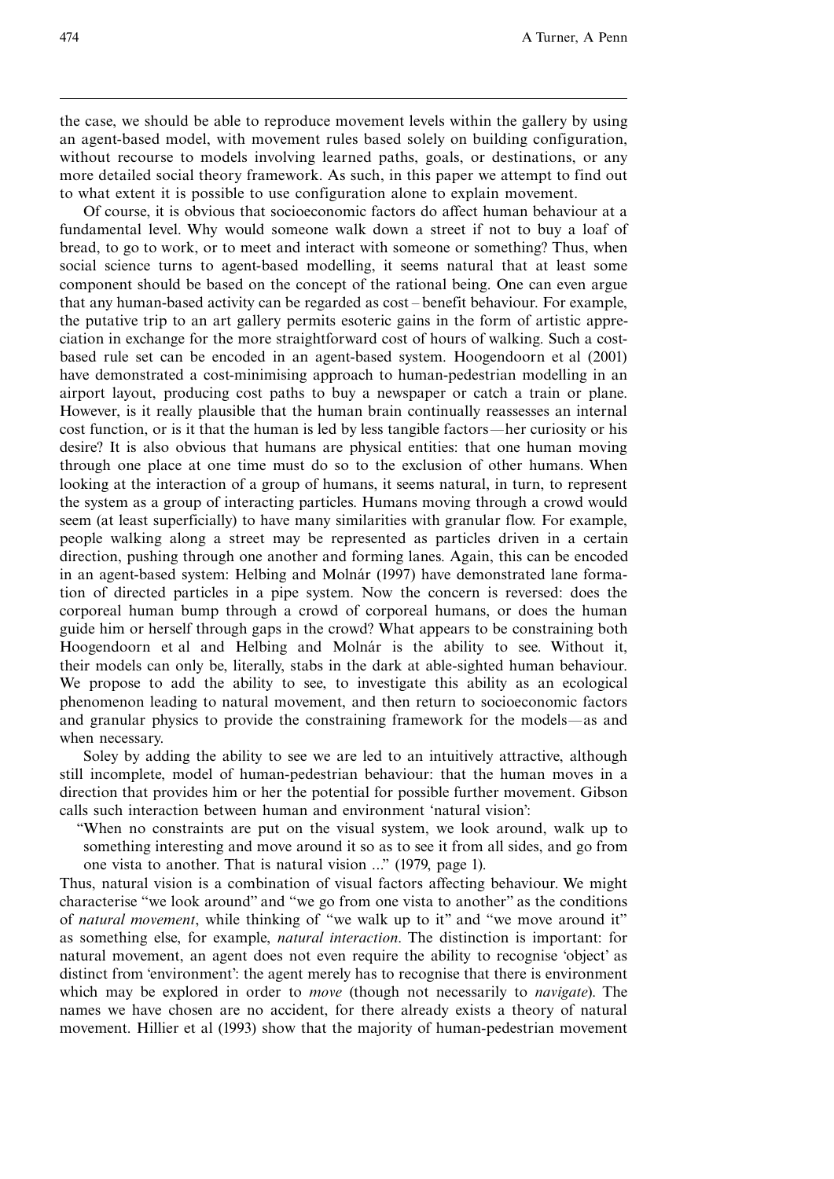the case, we should be able to reproduce movement levels within the gallery by using an agent-based model, with movement rules based solely on building configuration, without recourse to models involving learned paths, goals, or destinations, or any more detailed social theory framework. As such, in this paper we attempt to find out to what extent it is possible to use configuration alone to explain movement.

Of course, it is obvious that socioeconomic factors do affect human behaviour at a fundamental level. Why would someone walk down a street if not to buy a loaf of bread, to go to work, or to meet and interact with someone or something? Thus, when social science turns to agent-based modelling, it seems natural that at least some component should be based on the concept of the rational being. One can even argue that any human-based activity can be regarded as cost – benefit behaviour. For example, the putative trip to an art gallery permits esoteric gains in the form of artistic appreciation in exchange for the more straightforward cost of hours of walking. Such a cost-based rule set can be encoded in an agent-based system. Hoogendoorn et al (2001) have demonstrated a cost-minimising approach to human-pedestrian modelling in an airport layout, producing cost paths to buy a newspaper or catch a train or plane. However, is it really plausible that the human brain continually reassesses an internal cost function, or is it that the human is led by less tangible factors—her curiosity or his desire? It is also obvious that humans are physical entities: that one human moving through one place at one time must do so to the exclusion of other humans. When looking at the interaction of a group of humans, it seems natural, in turn, to represent the system as a group of interacting particles. Humans moving through a crowd would seem (at least superficially) to have many similarities with granular flow. For example, people walking along a street may be represented as particles driven in a certain direction, pushing through one another and forming lanes. Again, this can be encoded in an agent-based system: Helbing and Molnár (1997) have demonstrated lane formation of directed particles in a pipe system. Now the concern is reversed: does the corporeal human bump through a crowd of corporeal humans, or does the human guide him or herself through gaps in the crowd? What appears to be constraining both Hoogendoorn et al and Helbing and Molnár is the ability to see. Without it, their models can only be, literally, stabs in the dark at able-sighted human behaviour. We propose to add the ability to see, to investigate this ability as an ecological phenomenon leading to natural movement, and then return to socioeconomic factors and granular physics to provide the constraining framework for the models—as and when necessary.

Soley by adding the ability to see we are led to an intuitively attractive, although still incomplete, model of human-pedestrian behaviour: that the human moves in a direction that provides him or her the potential for possible further movement. Gibson calls such interaction between human and environment 'natural vision':

> "When no constraints are put on the visual system, we look around, walk up to something interesting and move around it so as to see it from all sides, and go from one vista to another. That is natural vision ..." (1979, page 1).

Thus, natural vision is a combination of visual factors affecting behaviour. We might characterise "we look around" and "we go from one vista to another" as the conditions of *natural movement*, while thinking of "we walk up to it" and "we move around it" as something else, for example, *natural interaction*. The distinction is important: for natural movement, an agent does not even require the ability to recognise 'object' as distinct from 'environment': the agent merely has to recognise that there is environment which may be explored in order to *move* (though not necessarily to *navigate*). The names we have chosen are no accident, for there already exists a theory of natural movement. Hillier et al (1993) show that the majority of human-pedestrian movement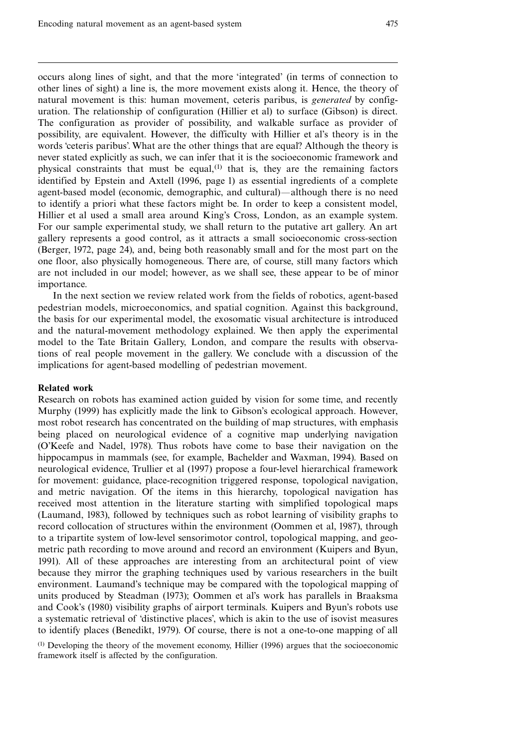occurs along lines of sight, and that the more 'integrated' (in terms of connection to other lines of sight) a line is, the more movement exists along it. Hence, the theory of natural movement is this: human movement, ceteris paribus, is *generated* by configuration. The relationship of configuration (Hillier et al) to surface (Gibson) is direct. The configuration as provider of possibility, and walkable surface as provider of possibility, are equivalent. However, the difficulty with Hillier et al's theory is in the words 'ceteris paribus'. What are the other things that are equal? Although the theory is never stated explicitly as such, we can infer that it is the socioeconomic framework and physical constraints that must be equal,[1] that is, they are the remaining factors identified by Epstein and Axtell (1996, page 1) as essential ingredients of a complete agent-based model (economic, demographic, and cultural)—although there is no need to identify a priori what these factors might be. In order to keep a consistent model, Hillier et al used a small area around King's Cross, London, as an example system. For our sample experimental study, we shall return to the putative art gallery. An art gallery represents a good control, as it attracts a small socioeconomic cross-section (Berger, 1972, page 24), and, being both reasonably small and for the most part on the one floor, also physically homogeneous. There are, of course, still many factors which are not included in our model; however, as we shall see, these appear to be of minor importance.

In the next section we review related work from the fields of robotics, agent-based pedestrian models, microeconomics, and spatial cognition. Against this background, the basis for our experimental model, the exosomatic visual architecture is introduced and the natural-movement methodology explained. We then apply the experimental model to the Tate Britain Gallery, London, and compare the results with observations of real people movement in the gallery. We conclude with a discussion of the implications for agent-based modelling of pedestrian movement.

## Related work

Research on robots has examined action guided by vision for some time, and recently Murphy (1999) has explicitly made the link to Gibson's ecological approach. However, most robot research has concentrated on the building of map structures, with emphasis being placed on neurological evidence of a cognitive map underlying navigation (O'Keefe and Nadel, 1978). Thus robots have come to base their navigation on the hippocampus in mammals (see, for example, Bachelder and Waxman, 1994). Based on neurological evidence, Trullier et al (1997) propose a four-level hierarchical framework for movement: guidance, place-recognition triggered response, topological navigation, and metric navigation. Of the items in this hierarchy, topological navigation has received most attention in the literature starting with simplified topological maps (Laumand, 1983), followed by techniques such as robot learning of visibility graphs to record collocation of structures within the environment (Oommen et al, 1987), through to a tripartite system of low-level sensorimotor control, topological mapping, and geometric path recording to move around and record an environment (Kuipers and Byun, 1991). All of these approaches are interesting from an architectural point of view because they mirror the graphing techniques used by various researchers in the built environment. Laumand's technique may be compared with the topological mapping of units produced by Steadman (1973); Oommen et al's work has parallels in Braaksma and Cook's (1980) visibility graphs of airport terminals. Kuipers and Byun's robots use a systematic retrieval of 'distinctive places', which is akin to the use of isovist measures to identify places (Benedikt, 1979). Of course, there is not a one-to-one mapping of all

[1] Developing the theory of the movement economy, Hillier (1996) argues that the socioeconomic framework itself is affected by the configuration.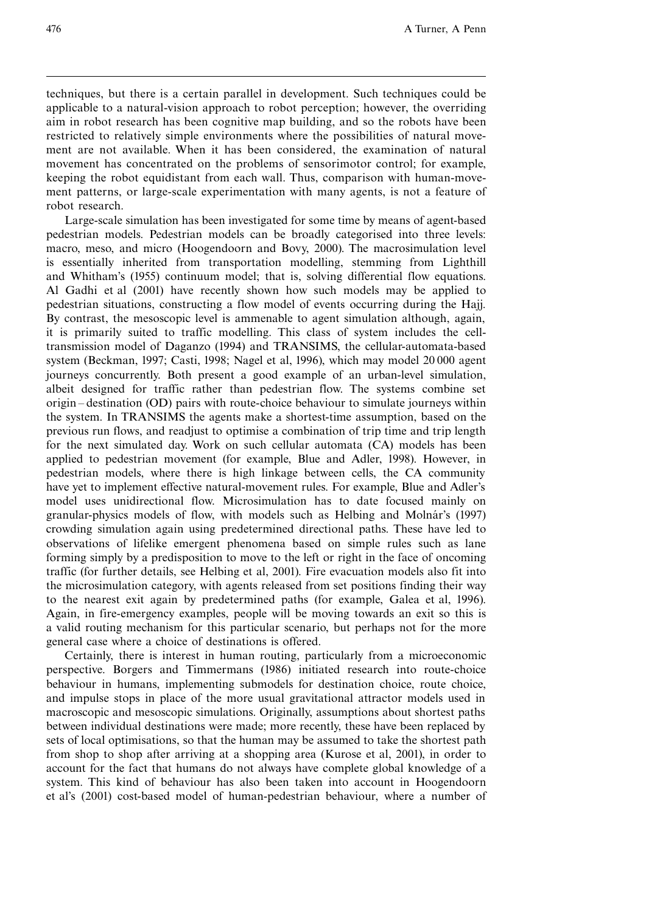techniques, but there is a certain parallel in development. Such techniques could be applicable to a natural-vision approach to robot perception; however, the overriding aim in robot research has been cognitive map building, and so the robots have been restricted to relatively simple environments where the possibilities of natural movement are not available. When it has been considered, the examination of natural movement has concentrated on the problems of sensorimotor control; for example, keeping the robot equidistant from each wall. Thus, comparison with human-movement patterns, or large-scale experimentation with many agents, is not a feature of robot research.

Large-scale simulation has been investigated for some time by means of agent-based pedestrian models. Pedestrian models can be broadly categorised into three levels: macro, meso, and micro (Hoogendoorn and Bovy, 2000). The macrosimulation level is essentially inherited from transportation modelling, stemming from Lighthill and Whitham's (1955) continuum model; that is, solving differential flow equations. Al Gadhi et al (2001) have recently shown how such models may be applied to pedestrian situations, constructing a flow model of events occurring during the Hajj. By contrast, the mesoscopic level is ammenable to agent simulation although, again, it is primarily suited to traffic modelling. This class of system includes the cell-transmission model of Daganzo (1994) and TRANSIMS, the cellular-automata-based system (Beckman, 1997; Casti, 1998; Nagel et al, 1996), which may model 20 000 agent journeys concurrently. Both present a good example of an urban-level simulation, albeit designed for traffic rather than pedestrian flow. The systems combine set origin – destination (OD) pairs with route-choice behaviour to simulate journeys within the system. In TRANSIMS the agents make a shortest-time assumption, based on the previous run flows, and readjust to optimise a combination of trip time and trip length for the next simulated day. Work on such cellular automata (CA) models has been applied to pedestrian movement (for example, Blue and Adler, 1998). However, in pedestrian models, where there is high linkage between cells, the CA community have yet to implement effective natural-movement rules. For example, Blue and Adler's model uses unidirectional flow. Microsimulation has to date focused mainly on granular-physics models of flow, with models such as Helbing and Molnár's (1997) crowding simulation again using predetermined directional paths. These have led to observations of lifelike emergent phenomena based on simple rules such as lane forming simply by a predisposition to move to the left or right in the face of oncoming traffic (for further details, see Helbing et al, 2001). Fire evacuation models also fit into the microsimulation category, with agents released from set positions finding their way to the nearest exit again by predetermined paths (for example, Galea et al, 1996). Again, in fire-emergency examples, people will be moving towards an exit so this is a valid routing mechanism for this particular scenario, but perhaps not for the more general case where a choice of destinations is offered.

Certainly, there is interest in human routing, particularly from a microeconomic perspective. Borgers and Timmermans (1986) initiated research into route-choice behaviour in humans, implementing submodels for destination choice, route choice, and impulse stops in place of the more usual gravitational attractor models used in macroscopic and mesoscopic simulations. Originally, assumptions about shortest paths between individual destinations were made; more recently, these have been replaced by sets of local optimisations, so that the human may be assumed to take the shortest path from shop to shop after arriving at a shopping area (Kurose et al, 2001), in order to account for the fact that humans do not always have complete global knowledge of a system. This kind of behaviour has also been taken into account in Hoogendoorn et al's (2001) cost-based model of human-pedestrian behaviour, where a number of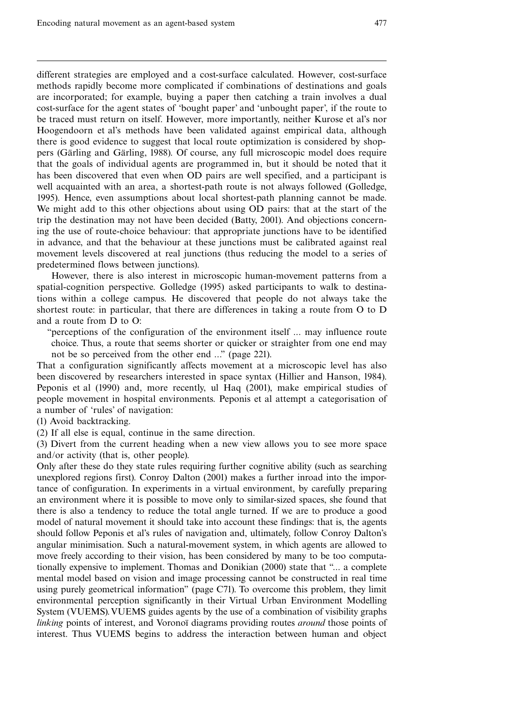different strategies are employed and a cost-surface calculated. However, cost-surface methods rapidly become more complicated if combinations of destinations and goals are incorporated; for example, buying a paper then catching a train involves a dual cost-surface for the agent states of 'bought paper' and 'unbought paper', if the route to be traced must return on itself. However, more importantly, neither Kurose et al's nor Hoogendoorn et al's methods have been validated against empirical data, although there is good evidence to suggest that local route optimization is considered by shoppers (Gärling and Gärling, 1988). Of course, any full microscopic model does require that the goals of individual agents are programmed in, but it should be noted that it has been discovered that even when OD pairs are well specified, and a participant is well acquainted with an area, a shortest-path route is not always followed (Golledge, 1995). Hence, even assumptions about local shortest-path planning cannot be made. We might add to this other objections about using OD pairs: that at the start of the trip the destination may not have been decided (Batty, 2001). And objections concerning the use of route-choice behaviour: that appropriate junctions have to be identified in advance, and that the behaviour at these junctions must be calibrated against real movement levels discovered at real junctions (thus reducing the model to a series of predetermined flows between junctions).

However, there is also interest in microscopic human-movement patterns from a spatial-cognition perspective. Golledge (1995) asked participants to walk to destinations within a college campus. He discovered that people do not always take the shortest route: in particular, that there are differences in taking a route from O to D and a route from D to O:

> "perceptions of the configuration of the environment itself ... may influence route choice. Thus, a route that seems shorter or quicker or straighter from one end may not be so perceived from the other end ..." (page 221).

That a configuration significantly affects movement at a microscopic level has also been discovered by researchers interested in space syntax (Hillier and Hanson, 1984). Peponis et al (1990) and, more recently, ul Haq (2001), make empirical studies of people movement in hospital environments. Peponis et al attempt a categorisation of a number of 'rules' of navigation:

(1) Avoid backtracking.

(2) If all else is equal, continue in the same direction.

(3) Divert from the current heading when a new view allows you to see more space and/or activity (that is, other people).

Only after these do they state rules requiring further cognitive ability (such as searching unexplored regions first). Conroy Dalton (2001) makes a further inroad into the importance of configuration. In experiments in a virtual environment, by carefully preparing an environment where it is possible to move only to similar-sized spaces, she found that there is also a tendency to reduce the total angle turned. If we are to produce a good model of natural movement it should take into account these findings: that is, the agents should follow Peponis et al's rules of navigation and, ultimately, follow Conroy Dalton's angular minimisation. Such a natural-movement system, in which agents are allowed to move freely according to their vision, has been considered by many to be too computationally expensive to implement. Thomas and Donikian (2000) state that "... a complete mental model based on vision and image processing cannot be constructed in real time using purely geometrical information" (page C71). To overcome this problem, they limit environmental perception significantly in their Virtual Urban Environment Modelling System (VUEMS). VUEMS guides agents by the use of a combination of visibility graphs *linking* points of interest, and Voronoï diagrams providing routes *around* those points of interest. Thus VUEMS begins to address the interaction between human and object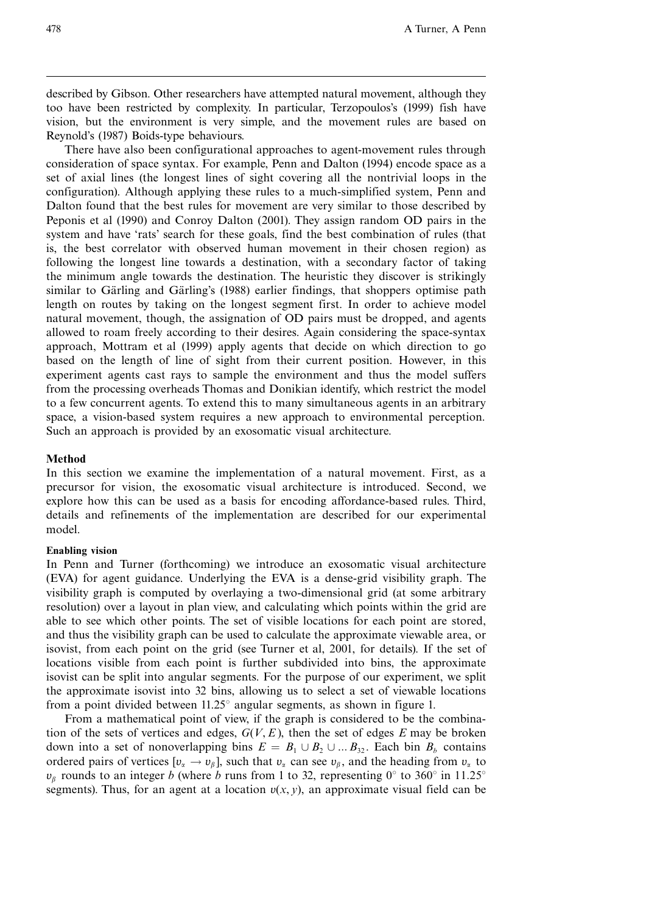described by Gibson. Other researchers have attempted natural movement, although they too have been restricted by complexity. In particular, Terzopoulos's (1999) fish have vision, but the environment is very simple, and the movement rules are based on Reynold's (1987) Boids-type behaviours.

There have also been configurational approaches to agent-movement rules through consideration of space syntax. For example, Penn and Dalton (1994) encode space as a set of axial lines (the longest lines of sight covering all the nontrivial loops in the configuration). Although applying these rules to a much-simplified system, Penn and Dalton found that the best rules for movement are very similar to those described by Peponis et al (1990) and Conroy Dalton (2001). They assign random OD pairs in the system and have 'rats' search for these goals, find the best combination of rules (that is, the best correlator with observed human movement in their chosen region) as following the longest line towards a destination, with a secondary factor of taking the minimum angle towards the destination. The heuristic they discover is strikingly similar to Gärling and Gärling's (1988) earlier findings, that shoppers optimise path length on routes by taking on the longest segment first. In order to achieve model natural movement, though, the assignation of OD pairs must be dropped, and agents allowed to roam freely according to their desires. Again considering the space-syntax approach, Mottram et al (1999) apply agents that decide on which direction to go based on the length of line of sight from their current position. However, in this experiment agents cast rays to sample the environment and thus the model suffers from the processing overheads Thomas and Donikian identify, which restrict the model to a few concurrent agents. To extend this to many simultaneous agents in an arbitrary space, a vision-based system requires a new approach to environmental perception. Such an approach is provided by an exosomatic visual architecture.

## Method

In this section we examine the implementation of a natural movement. First, as a precursor for vision, the exosomatic visual architecture is introduced. Second, we explore how this can be used as a basis for encoding affordance-based rules. Third, details and refinements of the implementation are described for our experimental model.

### Enabling vision

In Penn and Turner (forthcoming) we introduce an exosomatic visual architecture (EVA) for agent guidance. Underlying the EVA is a dense-grid visibility graph. The visibility graph is computed by overlaying a two-dimensional grid (at some arbitrary resolution) over a layout in plan view, and calculating which points within the grid are able to see which other points. The set of visible locations for each point are stored, and thus the visibility graph can be used to calculate the approximate viewable area, or isovist, from each point on the grid (see Turner et al, 2001, for details). If the set of locations visible from each point is further subdivided into bins, the approximate isovist can be split into angular segments. For the purpose of our experiment, we split the approximate isovist into 32 bins, allowing us to select a set of viewable locations from a point divided between 11.25° angular segments, as shown in figure 1.

From a mathematical point of view, if the graph is considered to be the combination of the sets of vertices and edges, $G(V, E)$, then the set of edges $E$ may be broken down into a set of nonoverlapping bins $E = B_1 \cup B_2 \cup \ldots B_{32}$. Each bin $B_b$ contains ordered pairs of vertices $[v_\alpha \rightarrow v_\beta]$, such that $v_\alpha$ can see $v_\beta$, and the heading from $v_\alpha$ to $v_\beta$ rounds to an integer $b$ (where $b$ runs from 1 to 32, representing 0° to 360° in 11.25° segments). Thus, for an agent at a location $v(x, y)$, an approximate visual field can be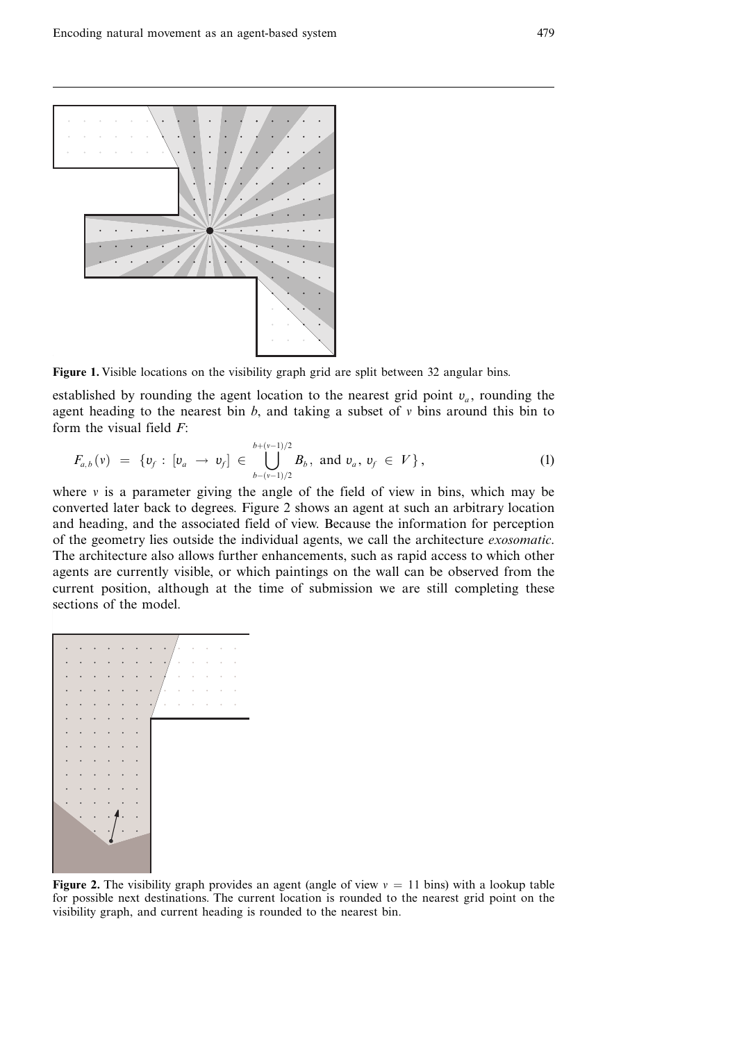**Figure 1.** Visible locations on the visibility graph grid are split between 32 angular bins.

established by rounding the agent location to the nearest grid point $v_a$, rounding the agent heading to the nearest bin $b$, and taking a subset of $v$ bins around this bin to form the visual field $F$:

$$F_{a,b}(v) = \{v_f : [v_a \rightarrow v_f] \in \bigcup_{b-(v-1)/2}^{b+(v-1)/2} B_b, \text{ and } v_a, v_f \in V\}, \tag{1}$$

where $v$ is a parameter giving the angle of the field of view in bins, which may be converted later back to degrees. Figure 2 shows an agent at such an arbitrary location and heading, and the associated field of view. Because the information for perception of the geometry lies outside the individual agents, we call the architecture *exosomatic*. The architecture also allows further enhancements, such as rapid access to which other agents are currently visible, or which paintings on the wall can be observed from the current position, although at the time of submission we are still completing these sections of the model.

**Figure 2.** The visibility graph provides an agent (angle of view $v = 11$ bins) with a lookup table for possible next destinations. The current location is rounded to the nearest grid point on the visibility graph, and current heading is rounded to the nearest bin.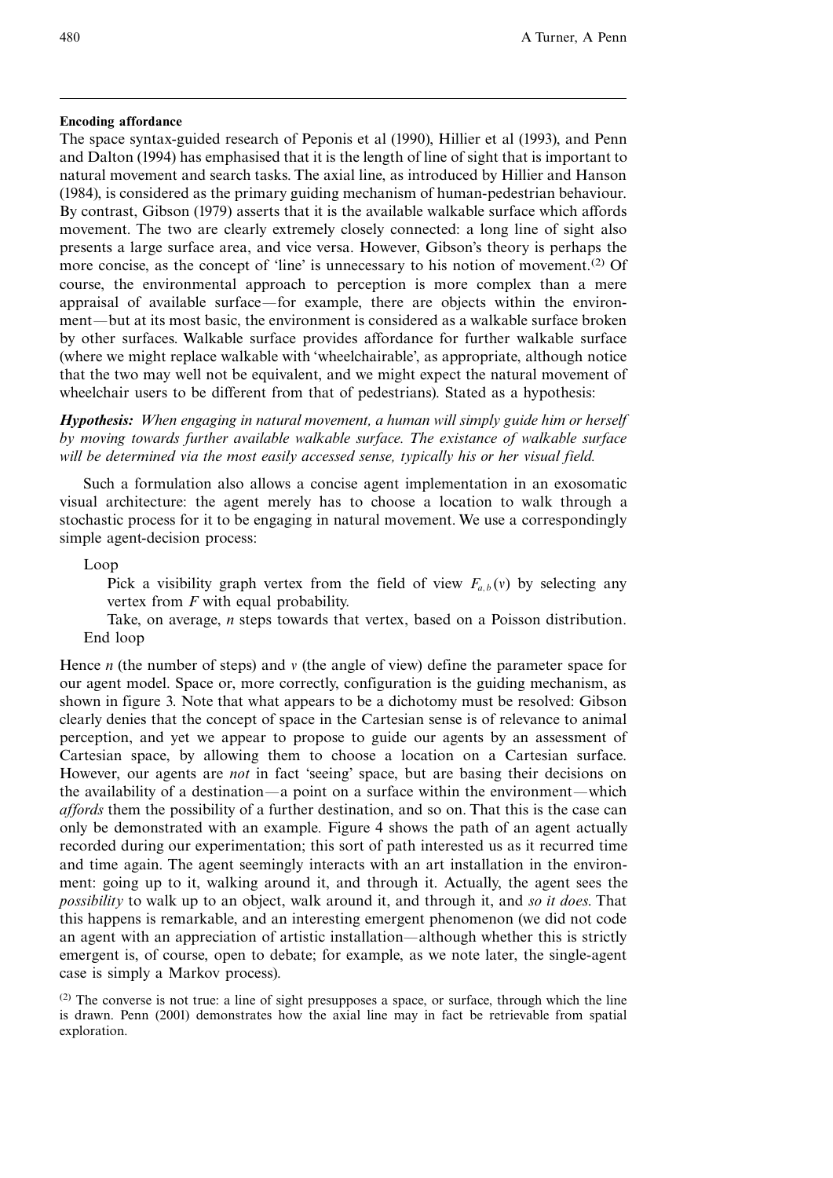**Encoding affordance**

The space syntax-guided research of Peponis et al (1990), Hillier et al (1993), and Penn and Dalton (1994) has emphasised that it is the length of line of sight that is important to natural movement and search tasks. The axial line, as introduced by Hillier and Hanson (1984), is considered as the primary guiding mechanism of human-pedestrian behaviour. By contrast, Gibson (1979) asserts that it is the available walkable surface which affords movement. The two are clearly extremely closely connected: a long line of sight also presents a large surface area, and vice versa. However, Gibson's theory is perhaps the more concise, as the concept of 'line' is unnecessary to his notion of movement.[2] Of course, the environmental approach to perception is more complex than a mere appraisal of available surface—for example, there are objects within the environment—but at its most basic, the environment is considered as a walkable surface broken by other surfaces. Walkable surface provides affordance for further walkable surface (where we might replace walkable with 'wheelchairable', as appropriate, although notice that the two may well not be equivalent, and we might expect the natural movement of wheelchair users to be different from that of pedestrians). Stated as a hypothesis:

***Hypothesis:*** *When engaging in natural movement, a human will simply guide him or herself by moving towards further available walkable surface. The existance of walkable surface will be determined via the most easily accessed sense, typically his or her visual field.*

Such a formulation also allows a concise agent implementation in an exosomatic visual architecture: the agent merely has to choose a location to walk through a stochastic process for it to be engaging in natural movement. We use a correspondingly simple agent-decision process:

Loop

Pick a visibility graph vertex from the field of view $F_{a,b}(v)$ by selecting any vertex from $F$ with equal probability.

Take, on average, $n$ steps towards that vertex, based on a Poisson distribution.

End loop

Hence $n$ (the number of steps) and $v$ (the angle of view) define the parameter space for our agent model. Space or, more correctly, configuration is the guiding mechanism, as shown in figure 3. Note that what appears to be a dichotomy must be resolved: Gibson clearly denies that the concept of space in the Cartesian sense is of relevance to animal perception, and yet we appear to propose to guide our agents by an assessment of Cartesian space, by allowing them to choose a location on a Cartesian surface. However, our agents are *not* in fact 'seeing' space, but are basing their decisions on the availability of a destination—a point on a surface within the environment—which *affords* them the possibility of a further destination, and so on. That this is the case can only be demonstrated with an example. Figure 4 shows the path of an agent actually recorded during our experimentation; this sort of path interested us as it recurred time and time again. The agent seemingly interacts with an art installation in the environment: going up to it, walking around it, and through it. Actually, the agent sees the *possibility* to walk up to an object, walk around it, and through it, and *so it does*. That this happens is remarkable, and an interesting emergent phenomenon (we did not code an agent with an appreciation of artistic installation—although whether this is strictly emergent is, of course, open to debate; for example, as we note later, the single-agent case is simply a Markov process).

[2] The converse is not true: a line of sight presupposes a space, or surface, through which the line is drawn. Penn (2001) demonstrates how the axial line may in fact be retrievable from spatial exploration.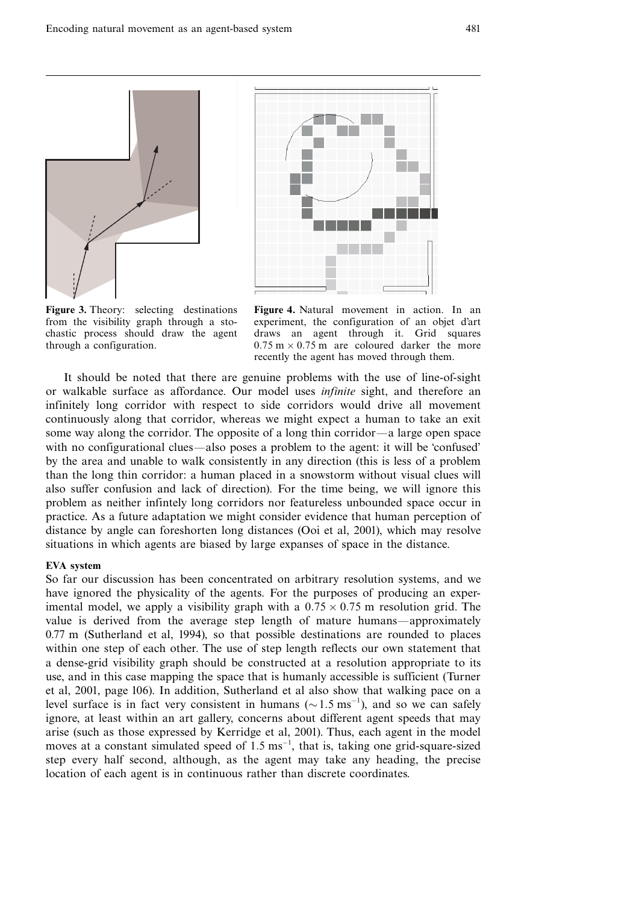**Figure 3.** Theory: selecting destinations from the visibility graph through a stochastic process should draw the agent through a configuration.

**Figure 4.** Natural movement in action. In an experiment, the configuration of an objet d'art draws an agent through it. Grid squares $0.75\ \text{m} \times 0.75\ \text{m}$ are coloured darker the more recently the agent has moved through them.

It should be noted that there are genuine problems with the use of line-of-sight or walkable surface as affordance. Our model uses *infinite* sight, and therefore an infinitely long corridor with respect to side corridors would drive all movement continuously along that corridor, whereas we might expect a human to take an exit some way along the corridor. The opposite of a long thin corridor—a large open space with no configurational clues—also poses a problem to the agent: it will be 'confused' by the area and unable to walk consistently in any direction (this is less of a problem than the long thin corridor: a human placed in a snowstorm without visual clues will also suffer confusion and lack of direction). For the time being, we will ignore this problem as neither infintely long corridors nor featureless unbounded space occur in practice. As a future adaptation we might consider evidence that human perception of distance by angle can foreshorten long distances (Ooi et al, 2001), which may resolve situations in which agents are biased by large expanses of space in the distance.

**EVA system**

So far our discussion has been concentrated on arbitrary resolution systems, and we have ignored the physicality of the agents. For the purposes of producing an experimental model, we apply a visibility graph with a $0.75 \times 0.75$ m resolution grid. The value is derived from the average step length of mature humans—approximately 0.77 m (Sutherland et al, 1994), so that possible destinations are rounded to places within one step of each other. The use of step length reflects our own statement that a dense-grid visibility graph should be constructed at a resolution appropriate to its use, and in this case mapping the space that is humanly accessible is sufficient (Turner et al, 2001, page 106). In addition, Sutherland et al also show that walking pace on a level surface is in fact very consistent in humans ($\sim 1.5\ \text{ms}^{-1}$), and so we can safely ignore, at least within an art gallery, concerns about different agent speeds that may arise (such as those expressed by Kerridge et al, 2001). Thus, each agent in the model moves at a constant simulated speed of $1.5\ \text{ms}^{-1}$, that is, taking one grid-square-sized step every half second, although, as the agent may take any heading, the precise location of each agent is in continuous rather than discrete coordinates.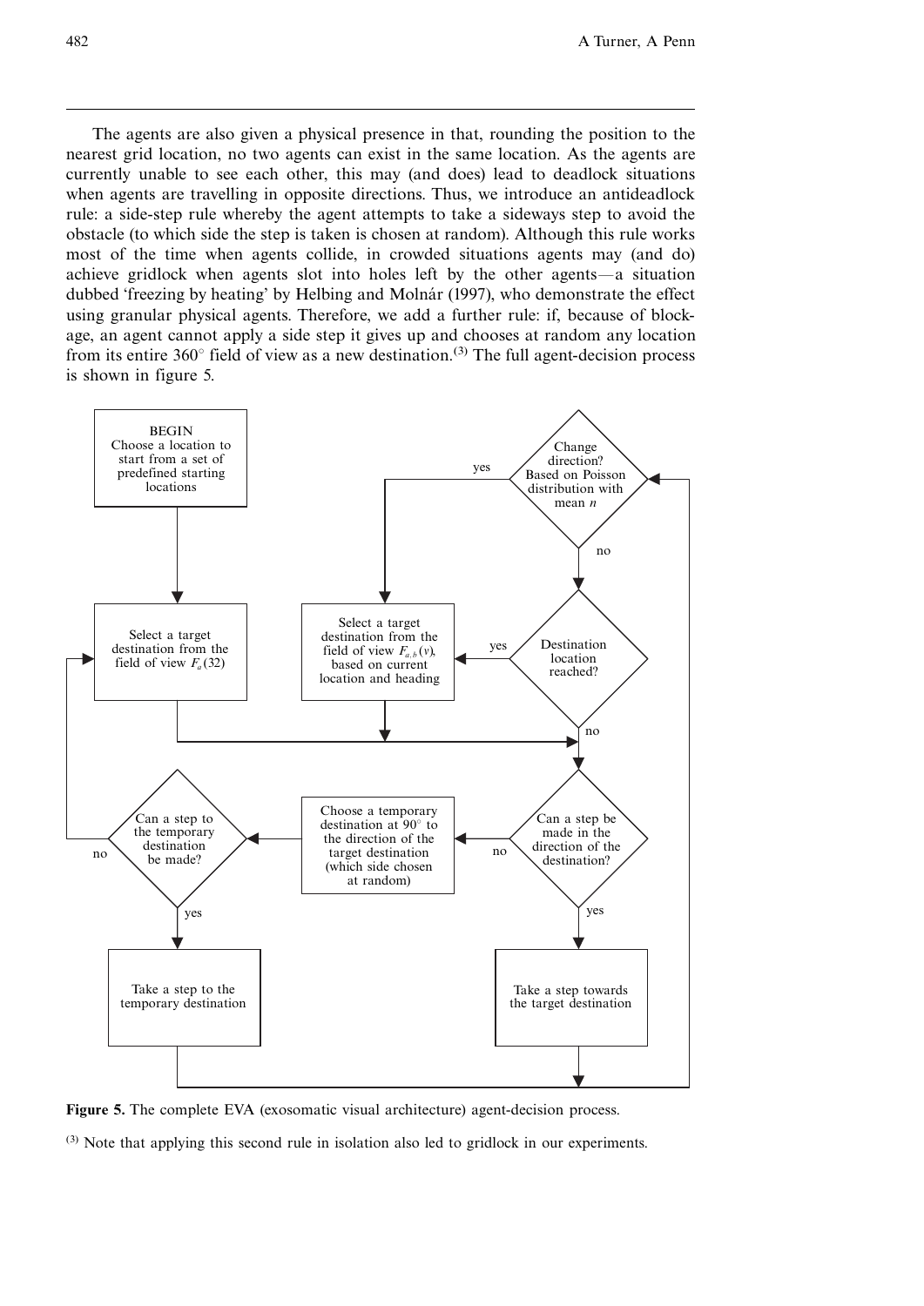The agents are also given a physical presence in that, rounding the position to the nearest grid location, no two agents can exist in the same location. As the agents are currently unable to see each other, this may (and does) lead to deadlock situations when agents are travelling in opposite directions. Thus, we introduce an antideadlock rule: a side-step rule whereby the agent attempts to take a sideways step to avoid the obstacle (to which side the step is taken is chosen at random). Although this rule works most of the time when agents collide, in crowded situations agents may (and do) achieve gridlock when agents slot into holes left by the other agents—a situation dubbed 'freezing by heating' by Helbing and Molnár (1997), who demonstrate the effect using granular physical agents. Therefore, we add a further rule: if, because of blockage, an agent cannot apply a side step it gives up and chooses at random any location from its entire 360° field of view as a new destination.[3] The full agent-decision process is shown in figure 5.

BEGIN
Choose a location to start from a set of predefined starting locations

Select a target destination from the field of view $F_a(32)$

Change direction? Based on Poisson distribution with mean $n$ — yes / no

Select a target destination from the field of view $F_{a,b}(v)$, based on current location and heading

Destination location reached? — yes / no

Can a step be made in the direction of the destination? — yes / no

Choose a temporary destination at 90° to the direction of the target destination (which side chosen at random)

Can a step to the temporary destination be made? — yes / no

Take a step to the temporary destination

Take a step towards the target destination

**Figure 5.** The complete EVA (exosomatic visual architecture) agent-decision process.

[3] Note that applying this second rule in isolation also led to gridlock in our experiments.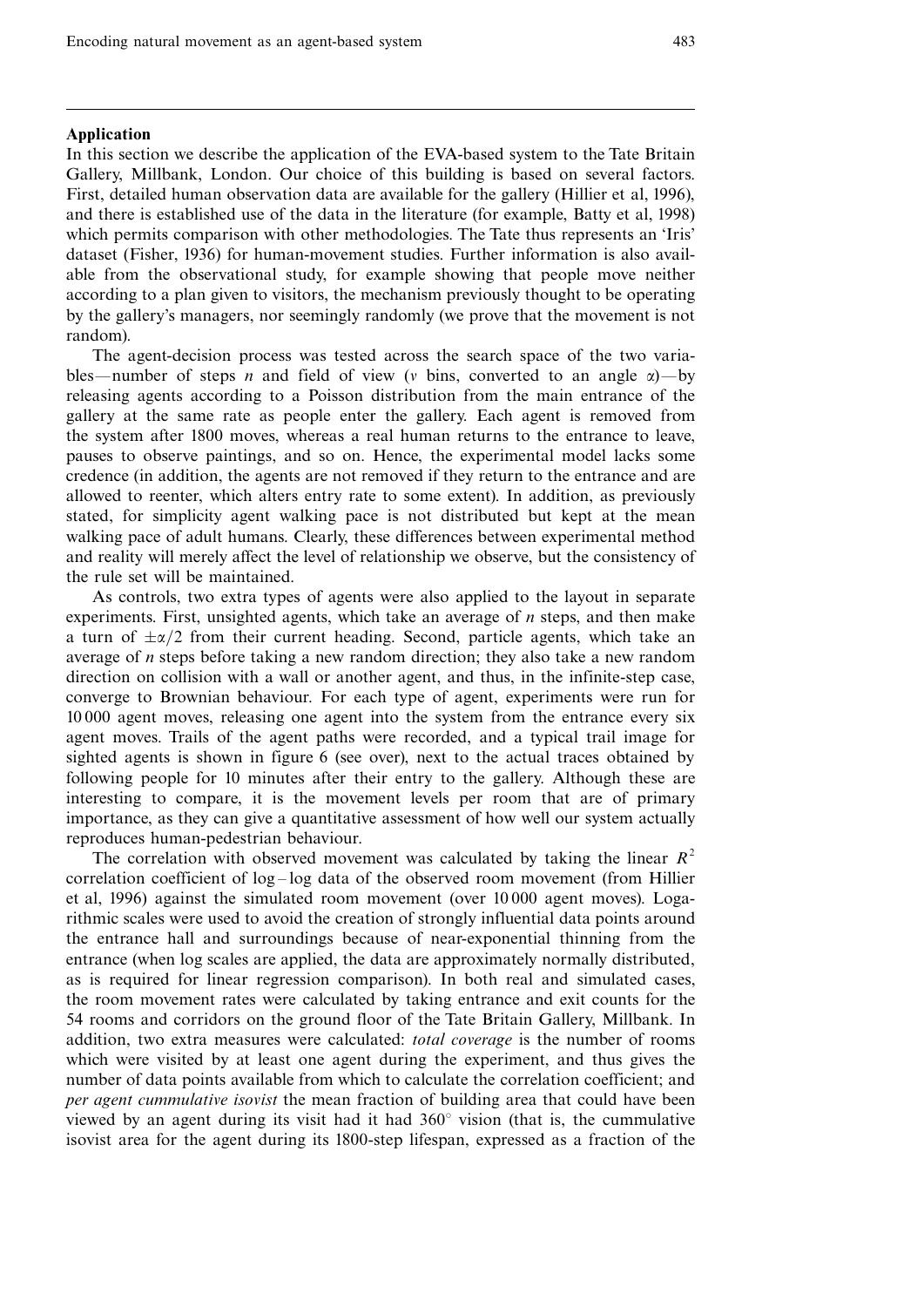## Application

In this section we describe the application of the EVA-based system to the Tate Britain Gallery, Millbank, London. Our choice of this building is based on several factors. First, detailed human observation data are available for the gallery (Hillier et al, 1996), and there is established use of the data in the literature (for example, Batty et al, 1998) which permits comparison with other methodologies. The Tate thus represents an 'Iris' dataset (Fisher, 1936) for human-movement studies. Further information is also available from the observational study, for example showing that people move neither according to a plan given to visitors, the mechanism previously thought to be operating by the gallery's managers, nor seemingly randomly (we prove that the movement is not random).

The agent-decision process was tested across the search space of the two variables—number of steps $n$ and field of view ($v$ bins, converted to an angle $\alpha$)—by releasing agents according to a Poisson distribution from the main entrance of the gallery at the same rate as people enter the gallery. Each agent is removed from the system after 1800 moves, whereas a real human returns to the entrance to leave, pauses to observe paintings, and so on. Hence, the experimental model lacks some credence (in addition, the agents are not removed if they return to the entrance and are allowed to reenter, which alters entry rate to some extent). In addition, as previously stated, for simplicity agent walking pace is not distributed but kept at the mean walking pace of adult humans. Clearly, these differences between experimental method and reality will merely affect the level of relationship we observe, but the consistency of the rule set will be maintained.

As controls, two extra types of agents were also applied to the layout in separate experiments. First, unsighted agents, which take an average of $n$ steps, and then make a turn of $\pm\alpha/2$ from their current heading. Second, particle agents, which take an average of $n$ steps before taking a new random direction; they also take a new random direction on collision with a wall or another agent, and thus, in the infinite-step case, converge to Brownian behaviour. For each type of agent, experiments were run for 10 000 agent moves, releasing one agent into the system from the entrance every six agent moves. Trails of the agent paths were recorded, and a typical trail image for sighted agents is shown in figure 6 (see over), next to the actual traces obtained by following people for 10 minutes after their entry to the gallery. Although these are interesting to compare, it is the movement levels per room that are of primary importance, as they can give a quantitative assessment of how well our system actually reproduces human-pedestrian behaviour.

The correlation with observed movement was calculated by taking the linear $R^2$ correlation coefficient of log–log data of the observed room movement (from Hillier et al, 1996) against the simulated room movement (over 10 000 agent moves). Logarithmic scales were used to avoid the creation of strongly influential data points around the entrance hall and surroundings because of near-exponential thinning from the entrance (when log scales are applied, the data are approximately normally distributed, as is required for linear regression comparison). In both real and simulated cases, the room movement rates were calculated by taking entrance and exit counts for the 54 rooms and corridors on the ground floor of the Tate Britain Gallery, Millbank. In addition, two extra measures were calculated: *total coverage* is the number of rooms which were visited by at least one agent during the experiment, and thus gives the number of data points available from which to calculate the correlation coefficient; and *per agent cummulative isovist* the mean fraction of building area that could have been viewed by an agent during its visit had it had 360° vision (that is, the cummulative isovist area for the agent during its 1800-step lifespan, expressed as a fraction of the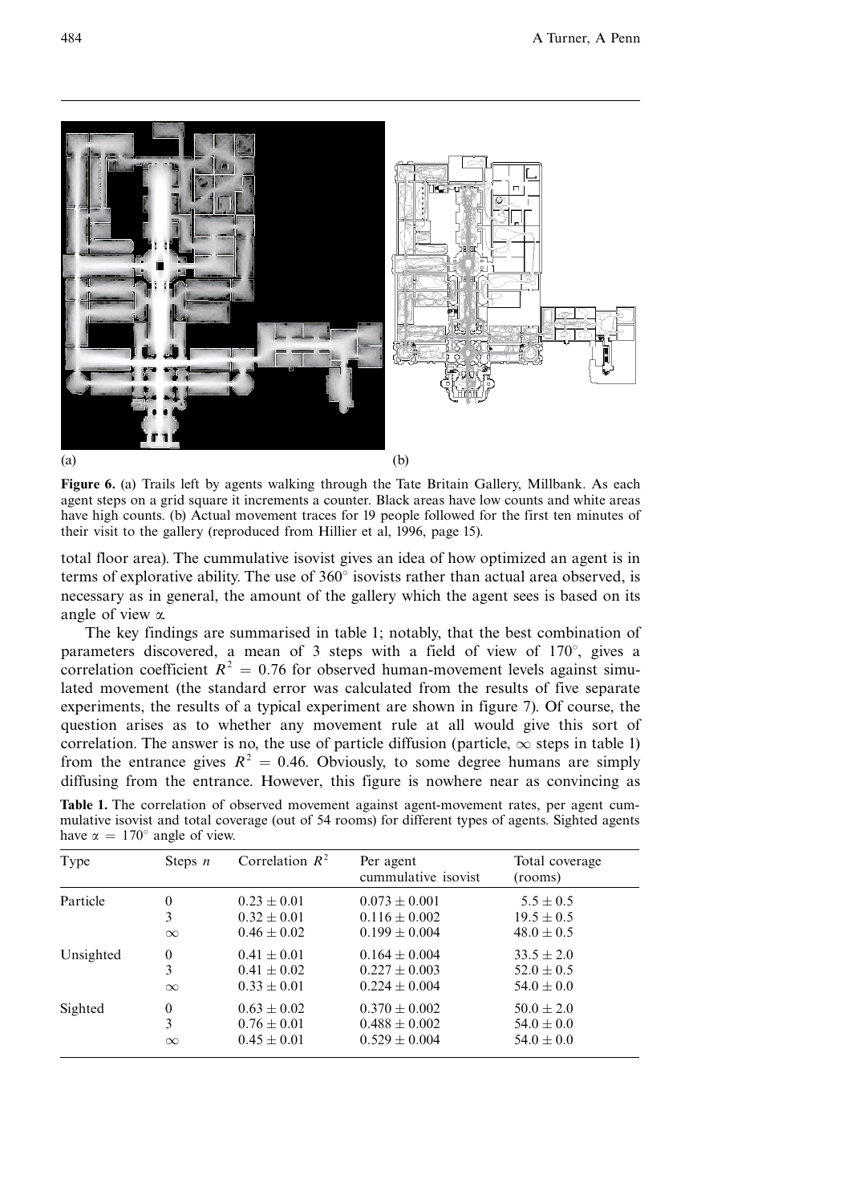(a) (b)

**Figure 6.** (a) Trails left by agents walking through the Tate Britain Gallery, Millbank. As each agent steps on a grid square it increments a counter. Black areas have low counts and white areas have high counts. (b) Actual movement traces for 19 people followed for the first ten minutes of their visit to the gallery (reproduced from Hillier et al, 1996, page 15).

total floor area). The cummulative isovist gives an idea of how optimized an agent is in terms of explorative ability. The use of 360° isovists rather than actual area observed, is necessary as in general, the amount of the gallery which the agent sees is based on its angle of view $\alpha$.

The key findings are summarised in table 1; notably, that the best combination of parameters discovered, a mean of 3 steps with a field of view of 170°, gives a correlation coefficient $R^2 = 0.76$ for observed human-movement levels against simulated movement (the standard error was calculated from the results of five separate experiments, the results of a typical experiment are shown in figure 7). Of course, the question arises as to whether any movement rule at all would give this sort of correlation. The answer is no, the use of particle diffusion (particle, $\infty$ steps in table 1) from the entrance gives $R^2 = 0.46$. Obviously, to some degree humans are simply diffusing from the entrance. However, this figure is nowhere near as convincing as

**Table 1.** The correlation of observed movement against agent-movement rates, per agent cummulative isovist and total coverage (out of 54 rooms) for different types of agents. Sighted agents have $\alpha = 170°$ angle of view.

| Type | Steps $n$ | Correlation $R^2$ | Per agent cummulative isovist | Total coverage (rooms) |
|---|---|---|---|---|
| Particle | 0 | $0.23 \pm 0.01$ | $0.073 \pm 0.001$ | $5.5 \pm 0.5$ |
| | 3 | $0.32 \pm 0.01$ | $0.116 \pm 0.002$ | $19.5 \pm 0.5$ |
| | $\infty$ | $0.46 \pm 0.02$ | $0.199 \pm 0.004$ | $48.0 \pm 0.5$ |
| Unsighted | 0 | $0.41 \pm 0.01$ | $0.164 \pm 0.004$ | $33.5 \pm 2.0$ |
| | 3 | $0.41 \pm 0.02$ | $0.227 \pm 0.003$ | $52.0 \pm 0.5$ |
| | $\infty$ | $0.33 \pm 0.01$ | $0.224 \pm 0.004$ | $54.0 \pm 0.0$ |
| Sighted | 0 | $0.63 \pm 0.02$ | $0.370 \pm 0.002$ | $50.0 \pm 2.0$ |
| | 3 | $0.76 \pm 0.01$ | $0.488 \pm 0.002$ | $54.0 \pm 0.0$ |
| | $\infty$ | $0.45 \pm 0.01$ | $0.529 \pm 0.004$ | $54.0 \pm 0.0$ |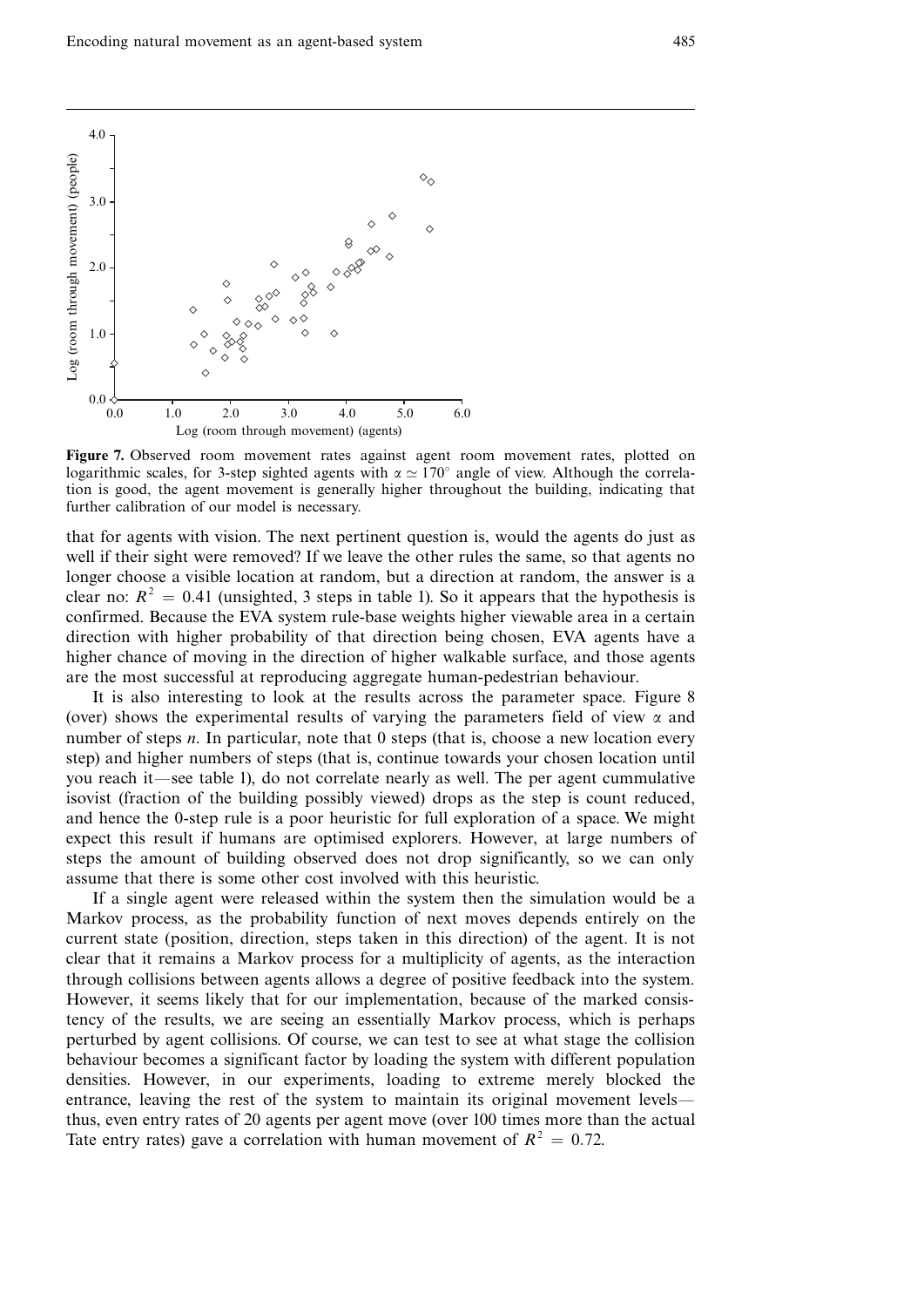**Figure 7.** Observed room movement rates against agent room movement rates, plotted on logarithmic scales, for 3-step sighted agents with $\alpha \simeq 170^{\circ}$ angle of view. Although the correlation is good, the agent movement is generally higher throughout the building, indicating that further calibration of our model is necessary.

that for agents with vision. The next pertinent question is, would the agents do just as well if their sight were removed? If we leave the other rules the same, so that agents no longer choose a visible location at random, but a direction at random, the answer is a clear no: $R^2 = 0.41$ (unsighted, 3 steps in table 1). So it appears that the hypothesis is confirmed. Because the EVA system rule-base weights higher viewable area in a certain direction with higher probability of that direction being chosen, EVA agents have a higher chance of moving in the direction of higher walkable surface, and those agents are the most successful at reproducing aggregate human-pedestrian behaviour.

It is also interesting to look at the results across the parameter space. Figure 8 (over) shows the experimental results of varying the parameters field of view $\alpha$ and number of steps $n$. In particular, note that 0 steps (that is, choose a new location every step) and higher numbers of steps (that is, continue towards your chosen location until you reach it—see table 1), do not correlate nearly as well. The per agent cummulative isovist (fraction of the building possibly viewed) drops as the step is count reduced, and hence the 0-step rule is a poor heuristic for full exploration of a space. We might expect this result if humans are optimised explorers. However, at large numbers of steps the amount of building observed does not drop significantly, so we can only assume that there is some other cost involved with this heuristic.

If a single agent were released within the system then the simulation would be a Markov process, as the probability function of next moves depends entirely on the current state (position, direction, steps taken in this direction) of the agent. It is not clear that it remains a Markov process for a multiplicity of agents, as the interaction through collisions between agents allows a degree of positive feedback into the system. However, it seems likely that for our implementation, because of the marked consistency of the results, we are seeing an essentially Markov process, which is perhaps perturbed by agent collisions. Of course, we can test to see at what stage the collision behaviour becomes a significant factor by loading the system with different population densities. However, in our experiments, loading to extreme merely blocked the entrance, leaving the rest of the system to maintain its original movement levels—thus, even entry rates of 20 agents per agent move (over 100 times more than the actual Tate entry rates) gave a correlation with human movement of $R^2 = 0.72$.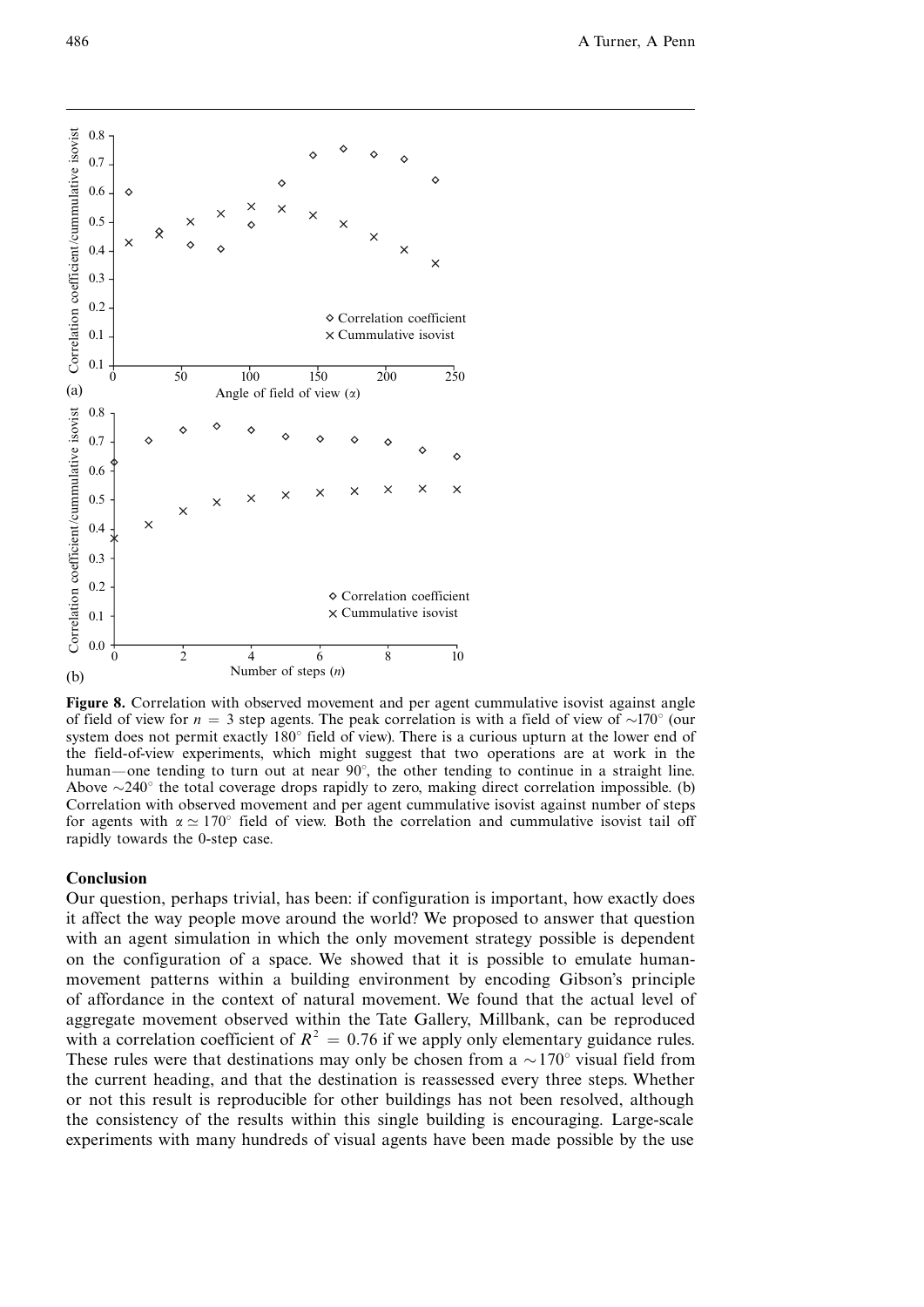**Figure 8.** Correlation with observed movement and per agent cummulative isovist against angle of field of view for $n = 3$ step agents. The peak correlation is with a field of view of $\sim 170°$ (our system does not permit exactly $180°$ field of view). There is a curious upturn at the lower end of the field-of-view experiments, which might suggest that two operations are at work in the human—one tending to turn out at near $90°$, the other tending to continue in a straight line. Above $\sim 240°$ the total coverage drops rapidly to zero, making direct correlation impossible. (b) Correlation with observed movement and per agent cummulative isovist against number of steps for agents with $\alpha \simeq 170°$ field of view. Both the correlation and cummulative isovist tail off rapidly towards the 0-step case.

## Conclusion

Our question, perhaps trivial, has been: if configuration is important, how exactly does it affect the way people move around the world? We proposed to answer that question with an agent simulation in which the only movement strategy possible is dependent on the configuration of a space. We showed that it is possible to emulate human-movement patterns within a building environment by encoding Gibson's principle of affordance in the context of natural movement. We found that the actual level of aggregate movement observed within the Tate Gallery, Millbank, can be reproduced with a correlation coefficient of $R^2 = 0.76$ if we apply only elementary guidance rules. These rules were that destinations may only be chosen from a $\sim 170°$ visual field from the current heading, and that the destination is reassessed every three steps. Whether or not this result is reproducible for other buildings has not been resolved, although the consistency of the results within this single building is encouraging. Large-scale experiments with many hundreds of visual agents have been made possible by the use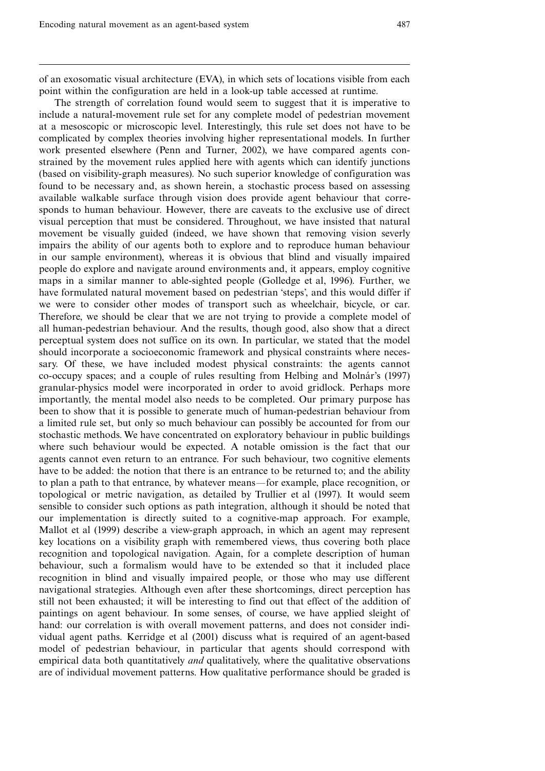of an exosomatic visual architecture (EVA), in which sets of locations visible from each point within the configuration are held in a look-up table accessed at runtime.

The strength of correlation found would seem to suggest that it is imperative to include a natural-movement rule set for any complete model of pedestrian movement at a mesoscopic or microscopic level. Interestingly, this rule set does not have to be complicated by complex theories involving higher representational models. In further work presented elsewhere (Penn and Turner, 2002), we have compared agents constrained by the movement rules applied here with agents which can identify junctions (based on visibility-graph measures). No such superior knowledge of configuration was found to be necessary and, as shown herein, a stochastic process based on assessing available walkable surface through vision does provide agent behaviour that corresponds to human behaviour. However, there are caveats to the exclusive use of direct visual perception that must be considered. Throughout, we have insisted that natural movement be visually guided (indeed, we have shown that removing vision severly impairs the ability of our agents both to explore and to reproduce human behaviour in our sample environment), whereas it is obvious that blind and visually impaired people do explore and navigate around environments and, it appears, employ cognitive maps in a similar manner to able-sighted people (Golledge et al, 1996). Further, we have formulated natural movement based on pedestrian 'steps', and this would differ if we were to consider other modes of transport such as wheelchair, bicycle, or car. Therefore, we should be clear that we are not trying to provide a complete model of all human-pedestrian behaviour. And the results, though good, also show that a direct perceptual system does not suffice on its own. In particular, we stated that the model should incorporate a socioeconomic framework and physical constraints where necessary. Of these, we have included modest physical constraints: the agents cannot co-occupy spaces; and a couple of rules resulting from Helbing and Molnár's (1997) granular-physics model were incorporated in order to avoid gridlock. Perhaps more importantly, the mental model also needs to be completed. Our primary purpose has been to show that it is possible to generate much of human-pedestrian behaviour from a limited rule set, but only so much behaviour can possibly be accounted for from our stochastic methods. We have concentrated on exploratory behaviour in public buildings where such behaviour would be expected. A notable omission is the fact that our agents cannot even return to an entrance. For such behaviour, two cognitive elements have to be added: the notion that there is an entrance to be returned to; and the ability to plan a path to that entrance, by whatever means—for example, place recognition, or topological or metric navigation, as detailed by Trullier et al (1997). It would seem sensible to consider such options as path integration, although it should be noted that our implementation is directly suited to a cognitive-map approach. For example, Mallot et al (1999) describe a view-graph approach, in which an agent may represent key locations on a visibility graph with remembered views, thus covering both place recognition and topological navigation. Again, for a complete description of human behaviour, such a formalism would have to be extended so that it included place recognition in blind and visually impaired people, or those who may use different navigational strategies. Although even after these shortcomings, direct perception has still not been exhausted; it will be interesting to find out that effect of the addition of paintings on agent behaviour. In some senses, of course, we have applied sleight of hand: our correlation is with overall movement patterns, and does not consider individual agent paths. Kerridge et al (2001) discuss what is required of an agent-based model of pedestrian behaviour, in particular that agents should correspond with empirical data both quantitatively *and* qualitatively, where the qualitative observations are of individual movement patterns. How qualitative performance should be graded is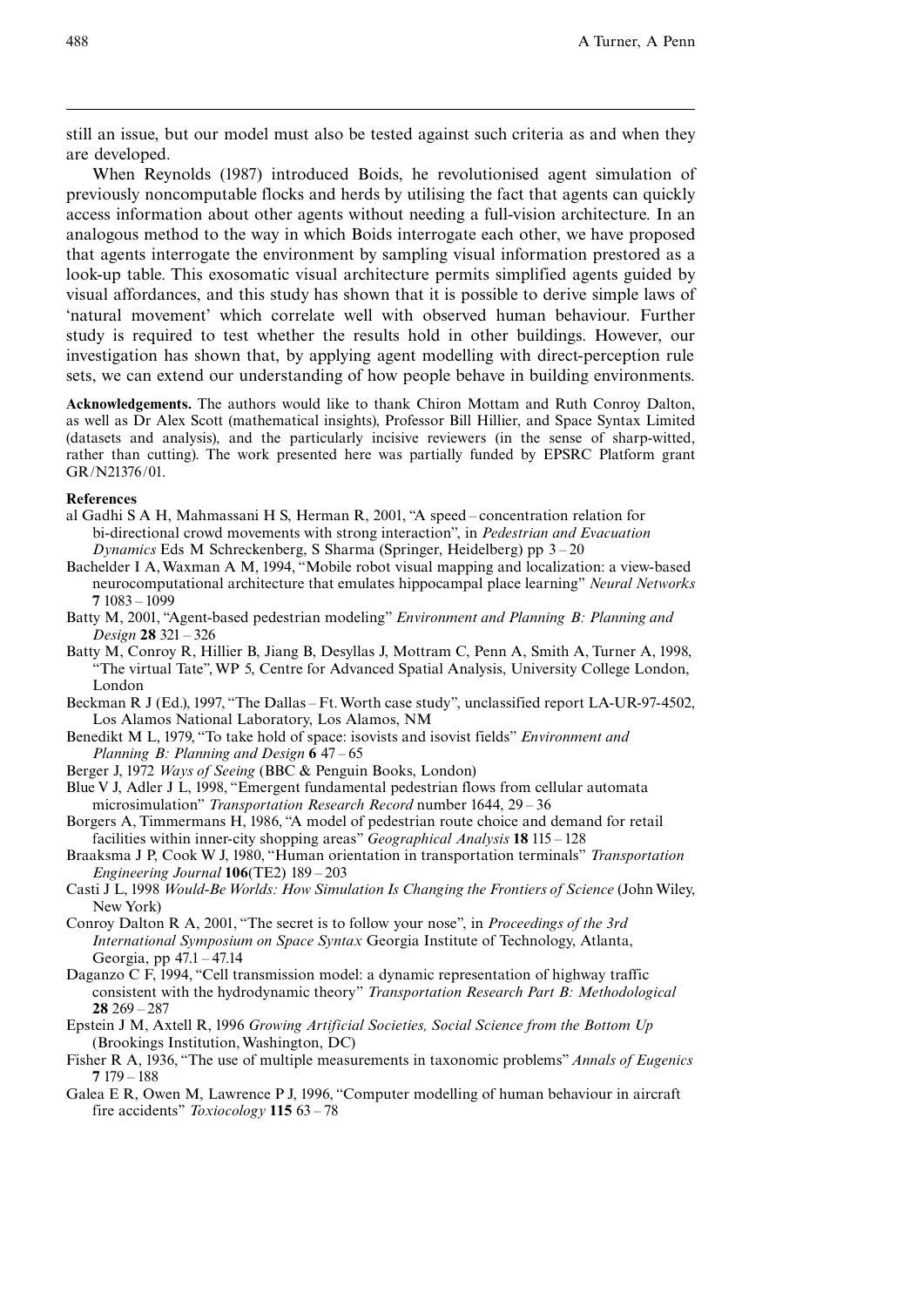still an issue, but our model must also be tested against such criteria as and when they are developed.

When Reynolds (1987) introduced Boids, he revolutionised agent simulation of previously noncomputable flocks and herds by utilising the fact that agents can quickly access information about other agents without needing a full-vision architecture. In an analogous method to the way in which Boids interrogate each other, we have proposed that agents interrogate the environment by sampling visual information prestored as a look-up table. This exosomatic visual architecture permits simplified agents guided by visual affordances, and this study has shown that it is possible to derive simple laws of 'natural movement' which correlate well with observed human behaviour. Further study is required to test whether the results hold in other buildings. However, our investigation has shown that, by applying agent modelling with direct-perception rule sets, we can extend our understanding of how people behave in building environments.

**Acknowledgements.** The authors would like to thank Chiron Mottam and Ruth Conroy Dalton, as well as Dr Alex Scott (mathematical insights), Professor Bill Hillier, and Space Syntax Limited (datasets and analysis), and the particularly incisive reviewers (in the sense of sharp-witted, rather than cutting). The work presented here was partially funded by EPSRC Platform grant GR/N21376/01.

**References**

al Gadhi S A H, Mahmassani H S, Herman R, 2001, "A speed – concentration relation for bi-directional crowd movements with strong interaction", in *Pedestrian and Evacuation Dynamics* Eds M Schreckenberg, S Sharma (Springer, Heidelberg) pp 3 – 20

Bachelder I A, Waxman A M, 1994, "Mobile robot visual mapping and localization: a view-based neurocomputational architecture that emulates hippocampal place learning" *Neural Networks* **7** 1083 – 1099

Batty M, 2001, "Agent-based pedestrian modeling" *Environment and Planning B: Planning and Design* **28** 321 – 326

Batty M, Conroy R, Hillier B, Jiang B, Desyllas J, Mottram C, Penn A, Smith A, Turner A, 1998, "The virtual Tate", WP 5, Centre for Advanced Spatial Analysis, University College London, London

Beckman R J (Ed.), 1997, "The Dallas – Ft. Worth case study", unclassified report LA-UR-97-4502, Los Alamos National Laboratory, Los Alamos, NM

Benedikt M L, 1979, "To take hold of space: isovists and isovist fields" *Environment and Planning B: Planning and Design* **6** 47 – 65

Berger J, 1972 *Ways of Seeing* (BBC & Penguin Books, London)

Blue V J, Adler J L, 1998, "Emergent fundamental pedestrian flows from cellular automata microsimulation" *Transportation Research Record* number 1644, 29 – 36

Borgers A, Timmermans H, 1986, "A model of pedestrian route choice and demand for retail facilities within inner-city shopping areas" *Geographical Analysis* **18** 115 – 128

Braaksma J P, Cook W J, 1980, "Human orientation in transportation terminals" *Transportation Engineering Journal* **106**(TE2) 189 – 203

Casti J L, 1998 *Would-Be Worlds: How Simulation Is Changing the Frontiers of Science* (John Wiley, New York)

Conroy Dalton R A, 2001, "The secret is to follow your nose", in *Proceedings of the 3rd International Symposium on Space Syntax* Georgia Institute of Technology, Atlanta, Georgia, pp 47.1 – 47.14

Daganzo C F, 1994, "Cell transmission model: a dynamic representation of highway traffic consistent with the hydrodynamic theory" *Transportation Research Part B: Methodological* **28** 269 – 287

Epstein J M, Axtell R, 1996 *Growing Artificial Societies, Social Science from the Bottom Up* (Brookings Institution, Washington, DC)

Fisher R A, 1936, "The use of multiple measurements in taxonomic problems" *Annals of Eugenics* **7** 179 – 188

Galea E R, Owen M, Lawrence P J, 1996, "Computer modelling of human behaviour in aircraft fire accidents" *Toxicology* **115** 63 – 78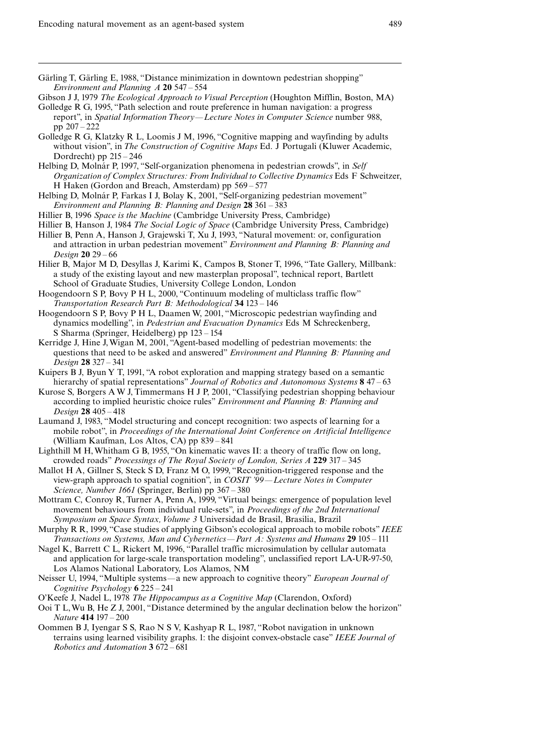Gärling T, Gärling E, 1988, "Distance minimization in downtown pedestrian shopping" *Environment and Planning A* **20** 547 – 554

Gibson J J, 1979 *The Ecological Approach to Visual Perception* (Houghton Mifflin, Boston, MA)

Golledge R G, 1995, "Path selection and route preference in human navigation: a progress report", in *Spatial Information Theory — Lecture Notes in Computer Science* number 988, pp 207 – 222

Golledge R G, Klatzky R L, Loomis J M, 1996, "Cognitive mapping and wayfinding by adults without vision", in *The Construction of Cognitive Maps* Ed. J Portugali (Kluwer Academic, Dordrecht) pp 215 – 246

Helbing D, Molnár P, 1997, "Self-organization phenomena in pedestrian crowds", in *Self Organization of Complex Structures: From Individual to Collective Dynamics* Eds F Schweitzer, H Haken (Gordon and Breach, Amsterdam) pp 569 – 577

Helbing D, Molnár P, Farkas I J, Bolay K, 2001, "Self-organizing pedestrian movement" *Environment and Planning B: Planning and Design* **28** 361 – 383

Hillier B, 1996 *Space is the Machine* (Cambridge University Press, Cambridge)

Hillier B, Hanson J, 1984 *The Social Logic of Space* (Cambridge University Press, Cambridge)

Hillier B, Penn A, Hanson J, Grajewski T, Xu J, 1993, "Natural movement: or, configuration and attraction in urban pedestrian movement" *Environment and Planning B: Planning and Design* **20** 29 – 66

Hilier B, Major M D, Desyllas J, Karimi K, Campos B, Stoner T, 1996, "Tate Gallery, Millbank: a study of the existing layout and new masterplan proposal", technical report, Bartlett School of Graduate Studies, University College London, London

Hoogendoorn S P, Bovy P H L, 2000, "Continuum modeling of multiclass traffic flow" *Transportation Research Part B: Methodological* **34** 123 – 146

Hoogendoorn S P, Bovy P H L, Daamen W, 2001, "Microscopic pedestrian wayfinding and dynamics modelling", in *Pedestrian and Evacuation Dynamics* Eds M Schreckenberg, S Sharma (Springer, Heidelberg) pp 123 – 154

Kerridge J, Hine J, Wigan M, 2001, "Agent-based modelling of pedestrian movements: the questions that need to be asked and answered" *Environment and Planning B: Planning and Design* **28** 327 – 341

Kuipers B J, Byun Y T, 1991, "A robot exploration and mapping strategy based on a semantic hierarchy of spatial representations" *Journal of Robotics and Autonomous Systems* **8** 47 – 63

Kurose S, Borgers A W J, Timmermans H J P, 2001, "Classifying pedestrian shopping behaviour according to implied heuristic choice rules" *Environment and Planning B: Planning and Design* **28** 405 – 418

Laumand J, 1983, "Model structuring and concept recognition: two aspects of learning for a mobile robot", in *Proceedings of the International Joint Conference on Artificial Intelligence* (William Kaufman, Los Altos, CA) pp 839 – 841

Lighthill M H, Whitham G B, 1955, "On kinematic waves II: a theory of traffic flow on long, crowded roads" *Processings of The Royal Society of London, Series A* **229** 317 – 345

Mallot H A, Gillner S, Steck S D, Franz M O, 1999, "Recognition-triggered response and the view-graph approach to spatial cognition", in *COSIT '99 — Lecture Notes in Computer Science, Number 1661* (Springer, Berlin) pp 367 – 380

Mottram C, Conroy R, Turner A, Penn A, 1999, "Virtual beings: emergence of population level movement behaviours from individual rule-sets", in *Proceedings of the 2nd International Symposium on Space Syntax, Volume 3* Universidad de Brasil, Brasilia, Brazil

Murphy R R, 1999, "Case studies of applying Gibson's ecological approach to mobile robots" *IEEE Transactions on Systems, Man and Cybernetics — Part A: Systems and Humans* **29** 105 – 111

Nagel K, Barrett C L, Rickert M, 1996, "Parallel traffic microsimulation by cellular automata and application for large-scale transportation modeling", unclassified report LA-UR-97-50, Los Alamos National Laboratory, Los Alamos, NM

Neisser U, 1994, "Multiple systems — a new approach to cognitive theory" *European Journal of Cognitive Psychology* **6** 225 – 241

O'Keefe J, Nadel L, 1978 *The Hippocampus as a Cognitive Map* (Clarendon, Oxford)

Ooi T L, Wu B, He Z J, 2001, "Distance determined by the angular declination below the horizon" *Nature* **414** 197 – 200

Oommen B J, Iyengar S S, Rao N S V, Kashyap R L, 1987, "Robot navigation in unknown terrains using learned visibility graphs. 1: the disjoint convex-obstacle case" *IEEE Journal of Robotics and Automation* **3** 672 – 681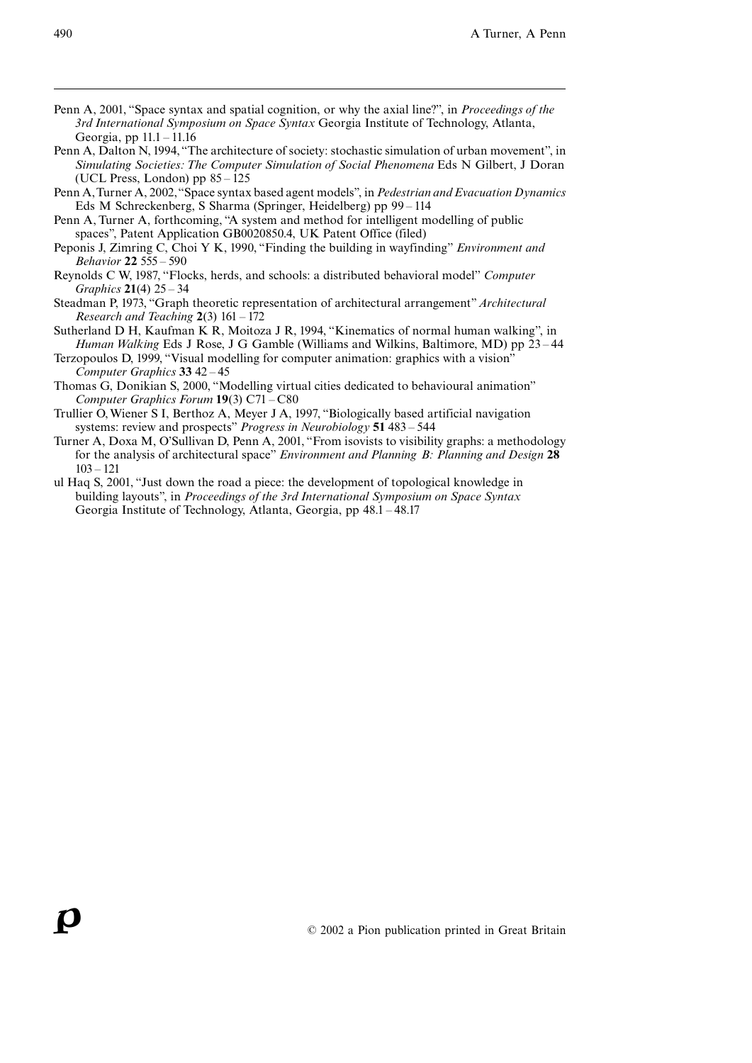Penn A, 2001, "Space syntax and spatial cognition, or why the axial line?", in *Proceedings of the 3rd International Symposium on Space Syntax* Georgia Institute of Technology, Atlanta, Georgia, pp 11.1 – 11.16

Penn A, Dalton N, 1994, "The architecture of society: stochastic simulation of urban movement", in *Simulating Societies: The Computer Simulation of Social Phenomena* Eds N Gilbert, J Doran (UCL Press, London) pp 85 – 125

Penn A, Turner A, 2002, "Space syntax based agent models", in *Pedestrian and Evacuation Dynamics* Eds M Schreckenberg, S Sharma (Springer, Heidelberg) pp 99 – 114

Penn A, Turner A, forthcoming, "A system and method for intelligent modelling of public spaces", Patent Application GB0020850.4, UK Patent Office (filed)

Peponis J, Zimring C, Choi Y K, 1990, "Finding the building in wayfinding" *Environment and Behavior* **22** 555 – 590

Reynolds C W, 1987, "Flocks, herds, and schools: a distributed behavioral model" *Computer Graphics* **21**(4) 25 – 34

Steadman P, 1973, "Graph theoretic representation of architectural arrangement" *Architectural Research and Teaching* **2**(3) 161 – 172

Sutherland D H, Kaufman K R, Moitoza J R, 1994, "Kinematics of normal human walking", in *Human Walking* Eds J Rose, J G Gamble (Williams and Wilkins, Baltimore, MD) pp 23 – 44

Terzopoulos D, 1999, "Visual modelling for computer animation: graphics with a vision" *Computer Graphics* **33** 42 – 45

Thomas G, Donikian S, 2000, "Modelling virtual cities dedicated to behavioural animation" *Computer Graphics Forum* **19**(3) C71 – C80

Trullier O, Wiener S I, Berthoz A, Meyer J A, 1997, "Biologically based artificial navigation systems: review and prospects" *Progress in Neurobiology* **51** 483 – 544

Turner A, Doxa M, O'Sullivan D, Penn A, 2001, "From isovists to visibility graphs: a methodology for the analysis of architectural space" *Environment and Planning B: Planning and Design* **28** 103 – 121

ul Haq S, 2001, "Just down the road a piece: the development of topological knowledge in building layouts", in *Proceedings of the 3rd International Symposium on Space Syntax* Georgia Institute of Technology, Atlanta, Georgia, pp 48.1 – 48.17

© 2002 a Pion publication printed in Great Britain